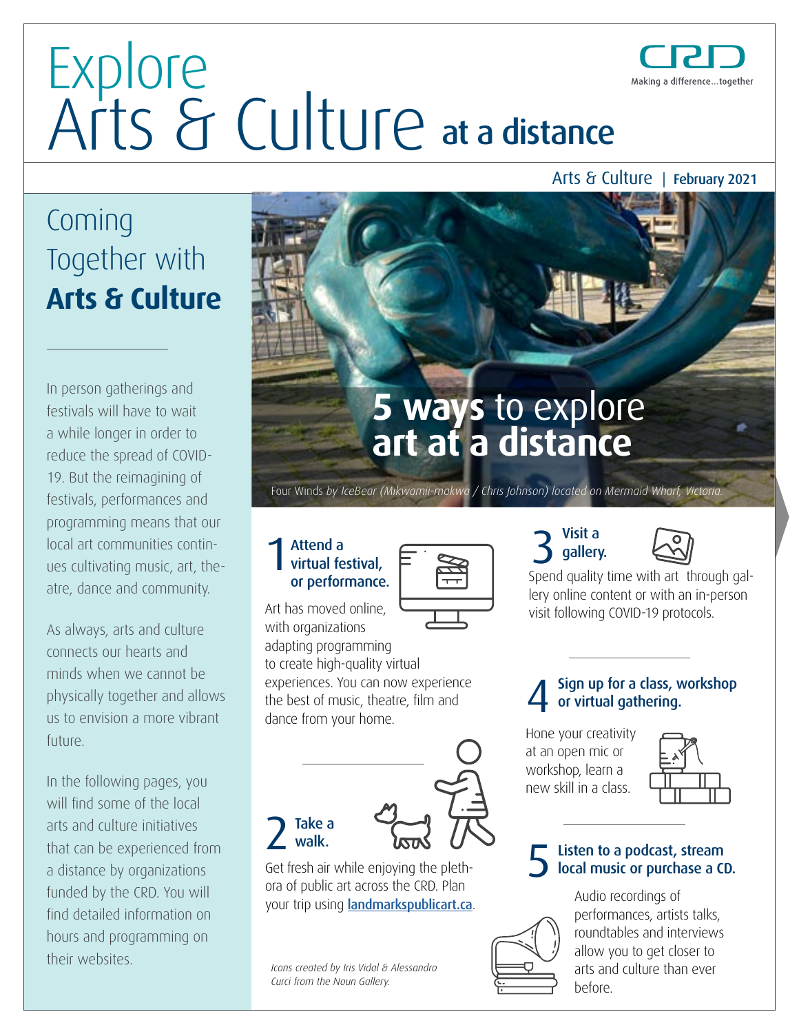# Explore Arts & Culture at a distance

Making a difference...together

Arts & Culture | February 2021

## Coming Together with **Arts & Culture**

In person gatherings and festivals will have to wait a while longer in order to reduce the spread of COVID-19. But the reimagining of festivals, performances and programming means that our local art communities continues cultivating music, art, theatre, dance and community.

As always, arts and culture connects our hearts and minds when we cannot be physically together and allows us to envision a more vibrant future.

In the following pages, you will find some of the local arts and culture initiatives that can be experienced from a distance by organizations funded by the CRD. You will find detailed information on hours and programming on their websites.

## **5 ways** to explore **art at a distance**

Four Winds *by IceBear (Mikwamii-makwa / Chris Johnson) located on Mermaid Wharf, Victoria.*

### 1 Attend a virtual festival, or performance.

Art has moved online, with organizations adapting programming to create high-quality virtual experiences. You can now experience the best of music, theatre, film and dance from your home.

### 2 Take a walk.

Get fresh air while enjoying the plethora of public art across the CRD. Plan your trip using [landmarkspublicart.ca](landmarkspublicart.ca).

### 3 Visit a gallery.

Spend quality time with art through gallery online content or with an in-person visit following COVID-19 protocols.

### 4 Sign up for a class, workshop or virtual gathering.

Hone your creativity at an open mic or workshop, learn a new skill in a class.

### 5 Listen to a podcast, stream local music or purchase a CD.

Audio recordings of performances, artists talks, roundtables and interviews allow you to get closer to arts and culture than ever before.

*Icons created by Iris Vidal & Alessandro Curci from the Noun Gallery.*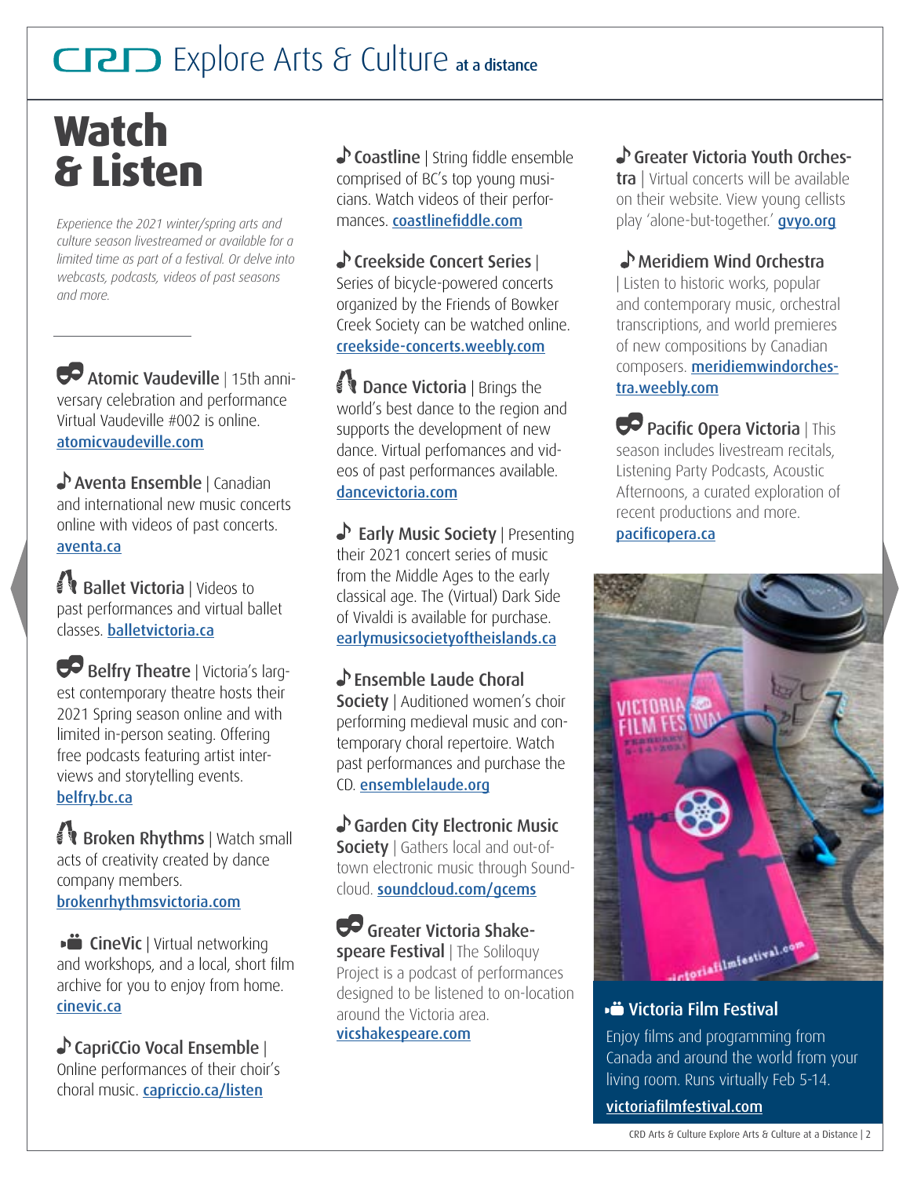# Watch & Listen

*Experience the 2021 winter/spring arts and culture season livestreamed or available for a limited time as part of a festival. Or delve into webcasts, podcasts, videos of past seasons and more.*

**Atomic Vaudeville** | 15th anniversary celebration and performance Virtual Vaudeville #002 is online. atomicvaudeville.com

**Aventa Ensemble** | Canadian and international new music concerts online with videos of past concerts. aventa.ca

**Ballet Victoria** | Videos to past performances and virtual ballet classes. balletvictoria.ca

**Belfry Theatre** | Victoria's largest contemporary theatre hosts their 2021 Spring season online and with limited in-person seating. Offering free podcasts featuring artist interviews and storytelling events. belfry.bc.ca

**Broken Rhythms** | Watch small acts of creativity created by dance company members. brokenrhythmsvictoria.com

**CineVic** | Virtual networking and workshops, and a local, short film archive for you to enjoy from home. cinevic.ca

**CapriCCio Vocal Ensemble** | Online performances of their choir's choral music. capriccio.ca/listen

**Coastline** | String fiddle ensemble comprised of BC's top young musicians. Watch videos of their performances. coastlinefiddle.com

**Creekside Concert Series** | Series of bicycle-powered concerts organized by the Friends of Bowker Creek Society can be watched online. creekside-concerts.weebly.com

**Dance Victoria** | Brings the world's best dance to the region and supports the development of new dance. Virtual perfomances and videos of past performances available. dancevictoria.com

**Early Music Society** | Presenting their 2021 concert series of music from the Middle Ages to the early classical age. The (Virtual) Dark Side of Vivaldi is available for purchase. earlymusicsocietyoftheislands.ca

**Ensemble Laude Choral Society** | Auditioned women's choir performing medieval music and contemporary choral repertoire. Watch past performances and purchase the CD. ensemblelaude.org

**Garden City Electronic Music Society** | Gathers local and out-of-town electronic music through Soundcloud. soundcloud.com/gcems

**Greater Victoria Shakespeare Festival** | The Soliloquy Project is a podcast of performances designed to be listened to on-location around the Victoria area. vicshakespeare.com

**Greater Victoria Youth Orchestra** | Virtual concerts will be available on their website. View young cellists play 'alone-but-together.' gvyo.org

**Meridiem Wind Orchestra** | Listen to historic works, popular and contemporary music, orchestral transcriptions, and world premieres of new compositions by Canadian composers. meridiemwindorchestra.weebly.com

**Pacific Opera Victoria** | This season includes livestream recitals, Listening Party Podcasts, Acoustic Afternoons, a curated exploration of recent productions and more. pacificopera.ca

### Victoria Film Festival

Enjoy films and programming from Canada and around the world from your living room. Runs virtually Feb 5-14.

victoriafilmfestival.com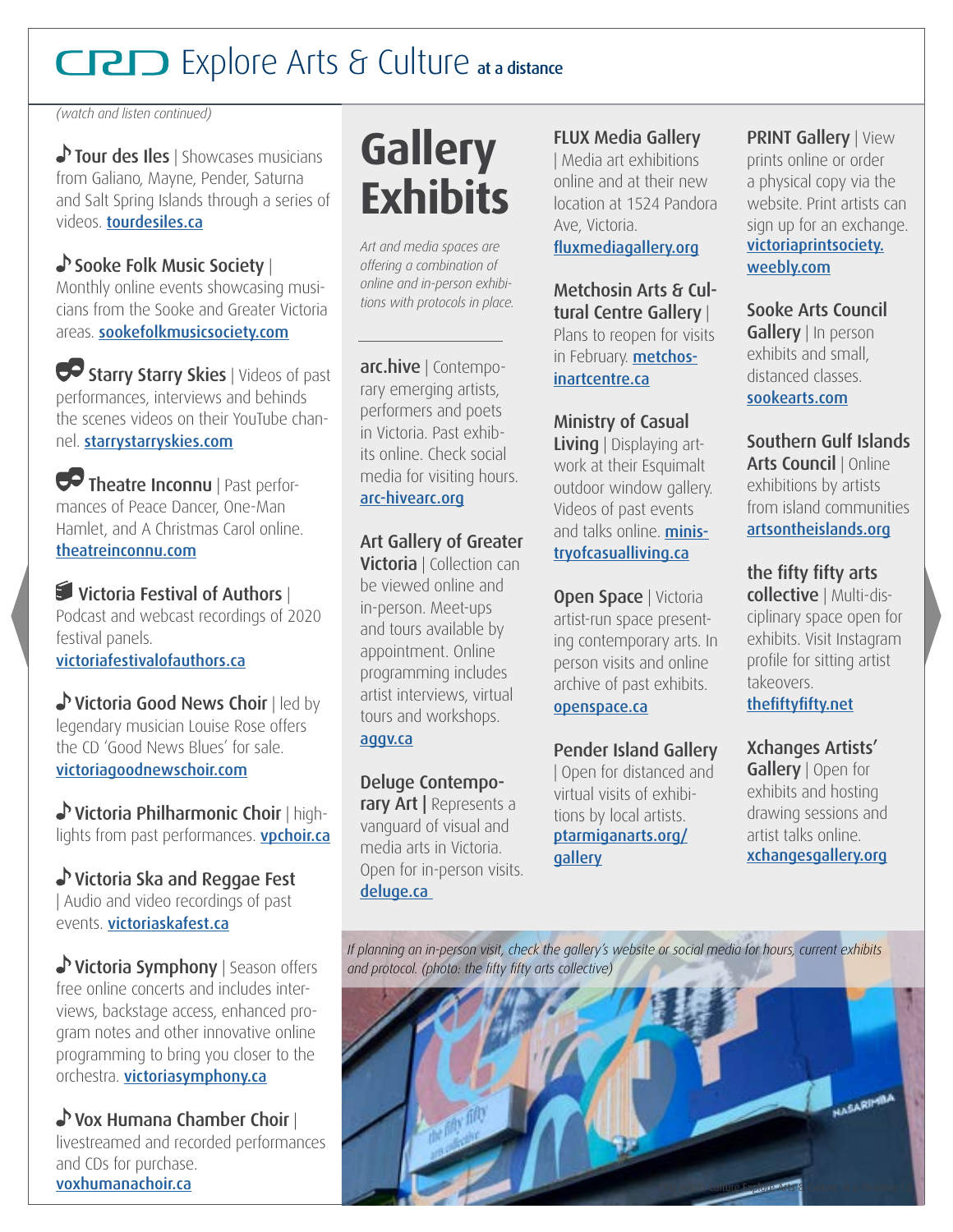# CRD Explore Arts & Culture at a distance

*(watch and listen continued)*

**Tour des Iles** | Showcases musicians from Galiano, Mayne, Pender, Saturna and Salt Spring Islands through a series of videos. tourdesiles.ca

**Sooke Folk Music Society** | Monthly online events showcasing musicians from the Sooke and Greater Victoria areas. sookefolkmusicsociety.com

**Starry Starry Skies** | Videos of past performances, interviews and behinds the scenes videos on their YouTube channel. starrystarryskies.com

**Theatre Inconnu** | Past performances of Peace Dancer, One-Man Hamlet, and A Christmas Carol online. theatreinconnu.com

**Victoria Festival of Authors** | Podcast and webcast recordings of 2020 festival panels. victoriafestivalofauthors.ca

**Victoria Good News Choir** | led by legendary musician Louise Rose offers the CD 'Good News Blues' for sale. victoriagoodnewschoir.com

**Victoria Philharmonic Choir** | highlights from past performances. vpchoir.ca

**Victoria Ska and Reggae Fest** | Audio and video recordings of past events. victoriaskafest.ca

**Victoria Symphony** | Season offers free online concerts and includes interviews, backstage access, enhanced program notes and other innovative online programming to bring you closer to the orchestra. victoriasymphony.ca

**Vox Humana Chamber Choir** | livestreamed and recorded performances and CDs for purchase. voxhumanachoir.ca

## Gallery Exhibits

*Art and media spaces are offering a combination of online and in-person exhibitions with protocols in place.*

**arc.hive** | Contemporary emerging artists, performers and poets in Victoria. Past exhibits online. Check social media for visiting hours. arc-hivearc.org

**Art Gallery of Greater Victoria** | Collection can be viewed online and in-person. Meet-ups and tours available by appointment. Online programming includes artist interviews, virtual tours and workshops. aggv.ca

**Deluge Contemporary Art** | Represents a vanguard of visual and media arts in Victoria. Open for in-person visits. deluge.ca

**FLUX Media Gallery** | Media art exhibitions online and at their new location at 1524 Pandora Ave, Victoria. fluxmediagallery.org

**Metchosin Arts & Cultural Centre Gallery** | Plans to reopen for visits in February. metchosinartcentre.ca

**Ministry of Casual Living** | Displaying artwork at their Esquimalt outdoor window gallery. Videos of past events and talks online. ministryofcasualliving.ca

**Open Space** | Victoria artist-run space presenting contemporary arts. In person visits and online archive of past exhibits. openspace.ca

**Pender Island Gallery** | Open for distanced and virtual visits of exhibitions by local artists. ptarmiganarts.org/gallery

**PRINT Gallery** | View prints online or order a physical copy via the website. Print artists can sign up for an exchange. victoriaprintsociety.weebly.com

**Sooke Arts Council Gallery** | In person exhibits and small, distanced classes. sookearts.com

**Southern Gulf Islands Arts Council** | Online exhibitions by artists from island communities artsontheislands.org

**the fifty fifty arts collective** | Multi-disciplinary space open for exhibits. Visit Instagram profile for sitting artist takeovers. thefiftyfifty.net

**Xchanges Artists' Gallery** | Open for exhibits and hosting drawing sessions and artist talks online. xchangesgallery.org

*If planning an in-person visit, check the gallery's website or social media for hours, current exhibits and protocol. (photo: the fifty fifty arts collective)*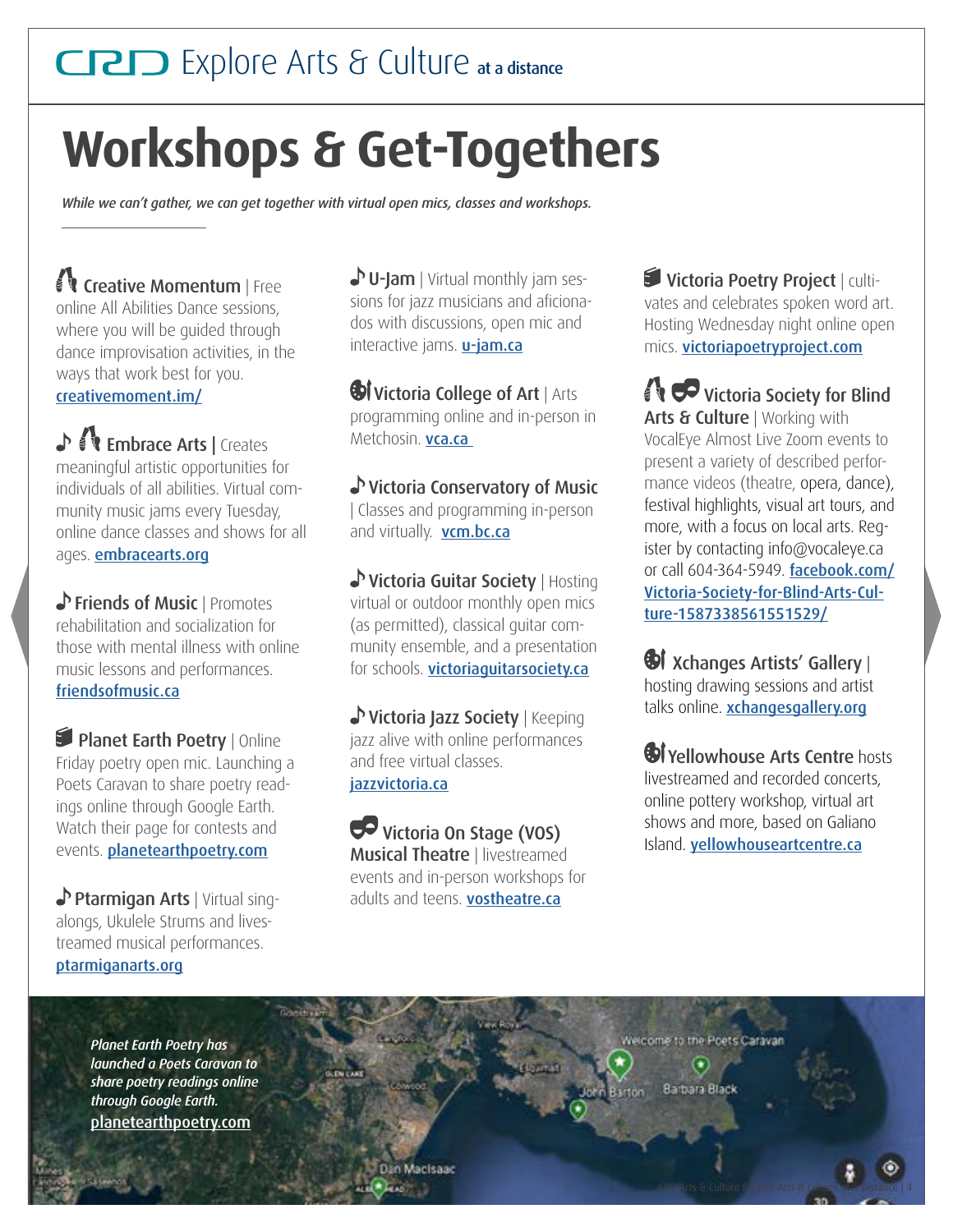CRD Explore Arts & Culture at a distance

# Workshops & Get-Togethers

*While we can't gather, we can get together with virtual open mics, classes and workshops.*

**Creative Momentum** | Free online All Abilities Dance sessions, where you will be guided through dance improvisation activities, in the ways that work best for you. creativemoment.im/

**Embrace Arts** | Creates meaningful artistic opportunities for individuals of all abilities. Virtual community music jams every Tuesday, online dance classes and shows for all ages. embracearts.org

**Friends of Music** | Promotes rehabilitation and socialization for those with mental illness with online music lessons and performances. friendsofmusic.ca

**Planet Earth Poetry** | Online Friday poetry open mic. Launching a Poets Caravan to share poetry readings online through Google Earth. Watch their page for contests and events. planetearthpoetry.com

**Ptarmigan Arts** | Virtual sing-alongs, Ukulele Strums and livestreamed musical performances. ptarmiganarts.org

**U-Jam** | Virtual monthly jam sessions for jazz musicians and aficionados with discussions, open mic and interactive jams. u-jam.ca

**Victoria College of Art** | Arts programming online and in-person in Metchosin. vca.ca

**Victoria Conservatory of Music** | Classes and programming in-person and virtually. vcm.bc.ca

**Victoria Guitar Society** | Hosting virtual or outdoor monthly open mics (as permitted), classical guitar community ensemble, and a presentation for schools. victoriaguitarsociety.ca

**Victoria Jazz Society** | Keeping jazz alive with online performances and free virtual classes. jazzvictoria.ca

**Victoria On Stage (VOS) Musical Theatre** | livestreamed events and in-person workshops for adults and teens. vostheatre.ca

**Victoria Poetry Project** | cultivates and celebrates spoken word art. Hosting Wednesday night online open mics. victoriapoetryproject.com

**Victoria Society for Blind Arts & Culture** | Working with VocalEye Almost Live Zoom events to present a variety of described performance videos (theatre, opera, dance), festival highlights, visual art tours, and more, with a focus on local arts. Register by contacting info@vocaleye.ca or call 604-364-5949. facebook.com/Victoria-Society-for-Blind-Arts-Culture-1587338561551529/

**Xchanges Artists' Gallery** | hosting drawing sessions and artist talks online. xchangesgallery.org

**Yellowhouse Arts Centre** hosts livestreamed and recorded concerts, online pottery workshop, virtual art shows and more, based on Galiano Island. yellowhouseartcentre.ca

*Planet Earth Poetry has launched a Poets Caravan to share poetry readings online through Google Earth.* planetearthpoetry.com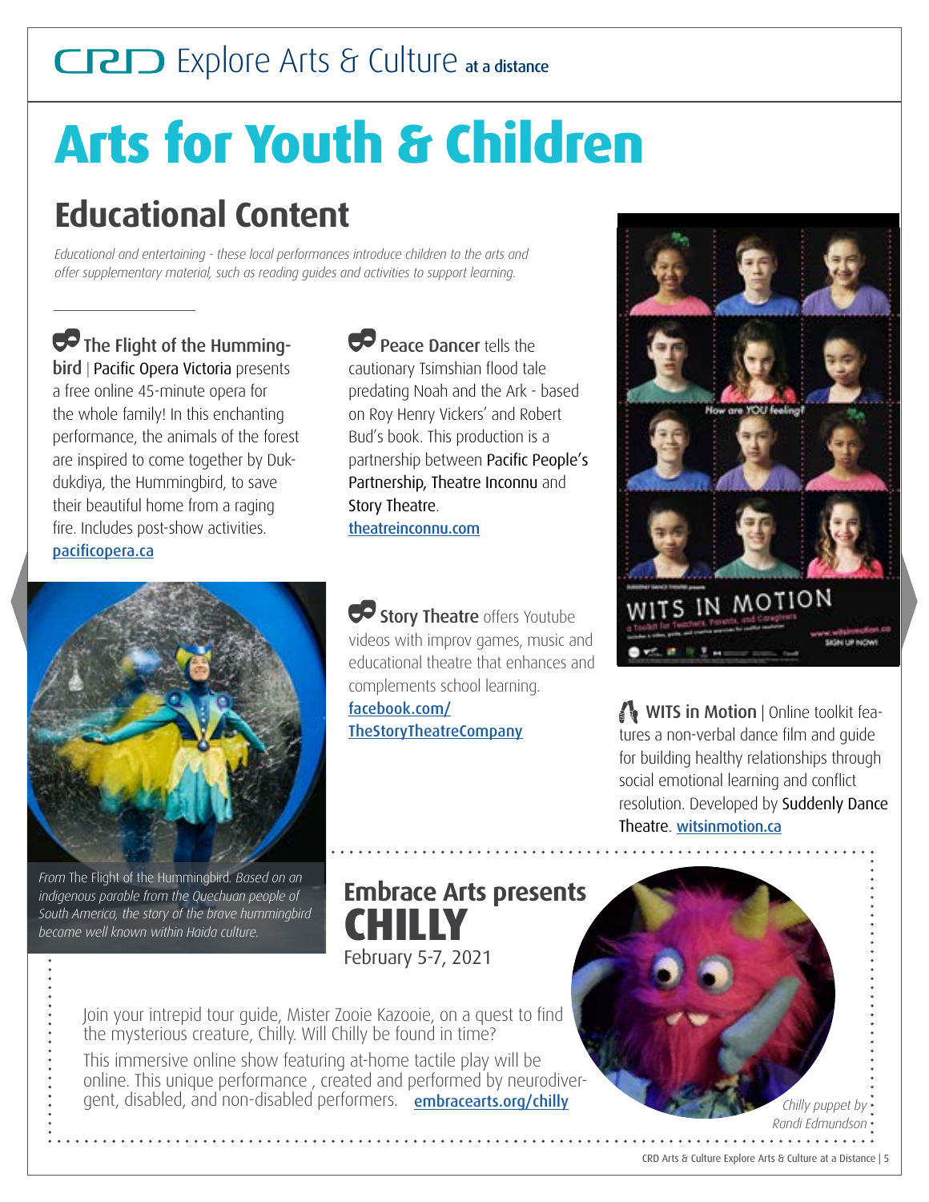CRD Explore Arts & Culture **at a distance**

# Arts for Youth & Children

## Educational Content

*Educational and entertaining - these local performances introduce children to the arts and offer supplementary material, such as reading guides and activities to support learning.*

**The Flight of the Hummingbird** | Pacific Opera Victoria presents a free online 45-minute opera for the whole family! In this enchanting performance, the animals of the forest are inspired to come together by Dukdukdiya, the Hummingbird, to save their beautiful home from a raging fire. Includes post-show activities. pacificopera.ca

*From* The Flight of the Hummingbird. *Based on an indigenous parable from the Quechuan people of South America, the story of the brave hummingbird became well known within Haida culture.*

**Peace Dancer** tells the cautionary Tsimshian flood tale predating Noah and the Ark - based on Roy Henry Vickers' and Robert Bud's book. This production is a partnership between Pacific People's Partnership, Theatre Inconnu and Story Theatre. theatreinconnu.com

**Story Theatre** offers Youtube videos with improv games, music and educational theatre that enhances and complements school learning. facebook.com/TheStoryTheatreCompany

**WITS in Motion** | Online toolkit features a non-verbal dance film and guide for building healthy relationships through social emotional learning and conflict resolution. Developed by Suddenly Dance Theatre. witsinmotion.ca

## Embrace Arts presents CHILLY

February 5-7, 2021

Join your intrepid tour guide, Mister Zooie Kazooie, on a quest to find the mysterious creature, Chilly. Will Chilly be found in time?

This immersive online show featuring at-home tactile play will be online. This unique performance , created and performed by neurodivergent, disabled, and non-disabled performers. embracearts.org/chilly

*Chilly puppet by Randi Edmundson*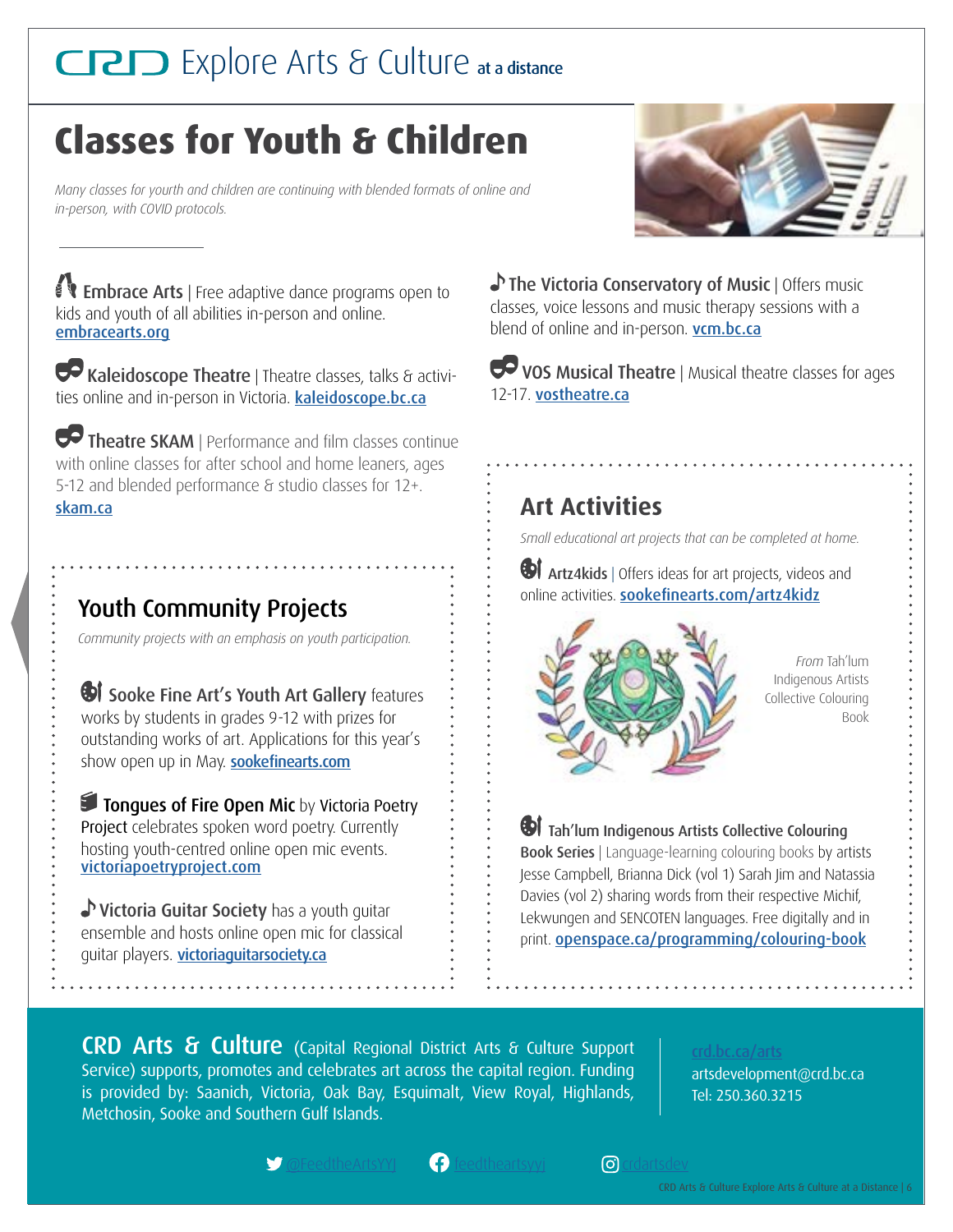CRD Explore Arts & Culture at a distance

# Classes for Youth & Children

*Many classes for yourth and children are continuing with blended formats of online and in-person, with COVID protocols.*

**Embrace Arts** | Free adaptive dance programs open to kids and youth of all abilities in-person and online. embracearts.org

**Kaleidoscope Theatre** | Theatre classes, talks & activities online and in-person in Victoria. kaleidoscope.bc.ca

**Theatre SKAM** | Performance and film classes continue with online classes for after school and home leaners, ages 5-12 and blended performance & studio classes for 12+. skam.ca

**The Victoria Conservatory of Music** | Offers music classes, voice lessons and music therapy sessions with a blend of online and in-person. vcm.bc.ca

**VOS Musical Theatre** | Musical theatre classes for ages 12-17. vostheatre.ca

## Youth Community Projects

*Community projects with an emphasis on youth participation.*

**Sooke Fine Art's Youth Art Gallery** features works by students in grades 9-12 with prizes for outstanding works of art. Applications for this year's show open up in May. sookefinearts.com

**Tongues of Fire Open Mic** by Victoria Poetry Project celebrates spoken word poetry. Currently hosting youth-centred online open mic events. victoriapoetryproject.com

**Victoria Guitar Society** has a youth guitar ensemble and hosts online open mic for classical guitar players. victoriaguitarsociety.ca

## Art Activities

*Small educational art projects that can be completed at home.*

**Artz4kids** | Offers ideas for art projects, videos and online activities. sookefinearts.com/artz4kidz

*From* Tah'lum Indigenous Artists Collective Colouring Book

**Tah'lum Indigenous Artists Collective Colouring Book Series** | Language-learning colouring books by artists Jesse Campbell, Brianna Dick (vol 1) Sarah Jim and Natassia Davies (vol 2) sharing words from their respective Michif, Lekwungen and SENCOTEN languages. Free digitally and in print. openspace.ca/programming/colouring-book

**CRD Arts & Culture** (Capital Regional District Arts & Culture Support Service) supports, promotes and celebrates art across the capital region. Funding is provided by: Saanich, Victoria, Oak Bay, Esquimalt, View Royal, Highlands, Metchosin, Sooke and Southern Gulf Islands.

crd.bc.ca/arts
artsdevelopment@crd.bc.ca
Tel: 250.360.3215

@FeedtheArtsYYJ feedtheartsyyj crdartsdev